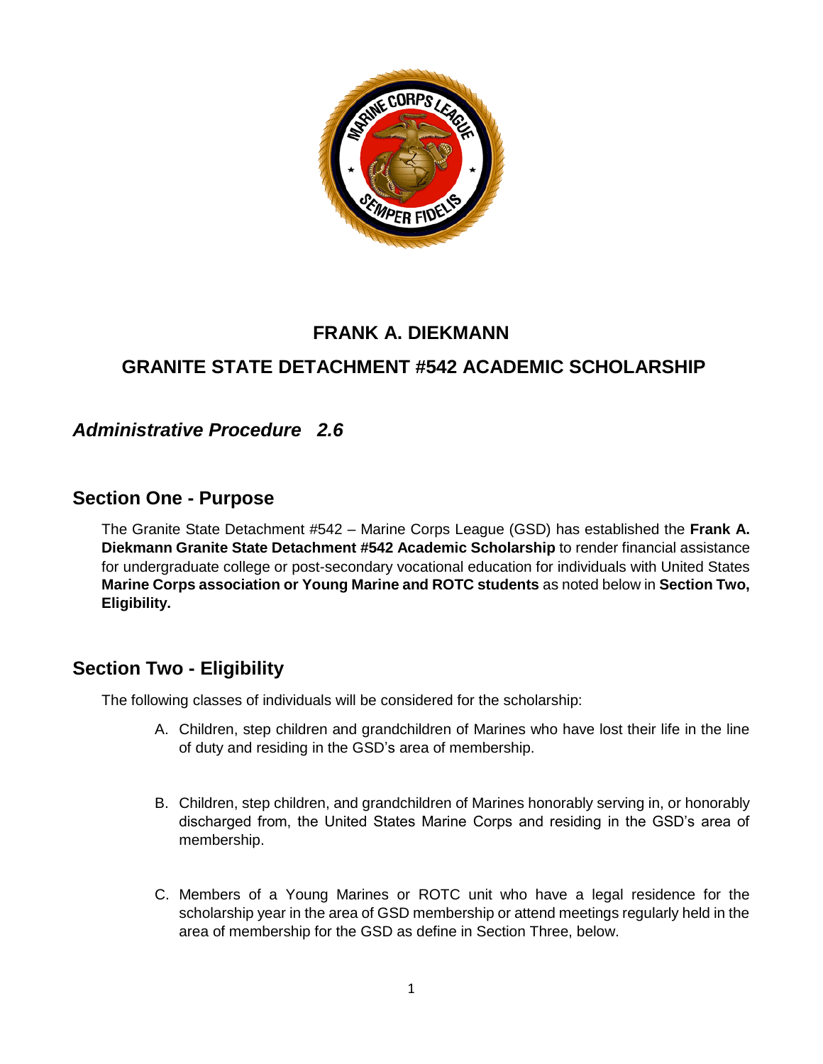# FRANK A. DIEKMANN

# GRANITE STATE DETACHMENT #542 ACADEMIC SCHOLARSHIP

## *Administrative Procedure 2.6*

## Section One - Purpose

The Granite State Detachment #542 – Marine Corps League (GSD) has established the **Frank A. Diekmann Granite State Detachment #542 Academic Scholarship** to render financial assistance for undergraduate college or post-secondary vocational education for individuals with United States **Marine Corps association or Young Marine and ROTC students** as noted below in **Section Two, Eligibility.**

## Section Two - Eligibility

The following classes of individuals will be considered for the scholarship:

A. Children, step children and grandchildren of Marines who have lost their life in the line of duty and residing in the GSD's area of membership.

B. Children, step children, and grandchildren of Marines honorably serving in, or honorably discharged from, the United States Marine Corps and residing in the GSD's area of membership.

C. Members of a Young Marines or ROTC unit who have a legal residence for the scholarship year in the area of GSD membership or attend meetings regularly held in the area of membership for the GSD as define in Section Three, below.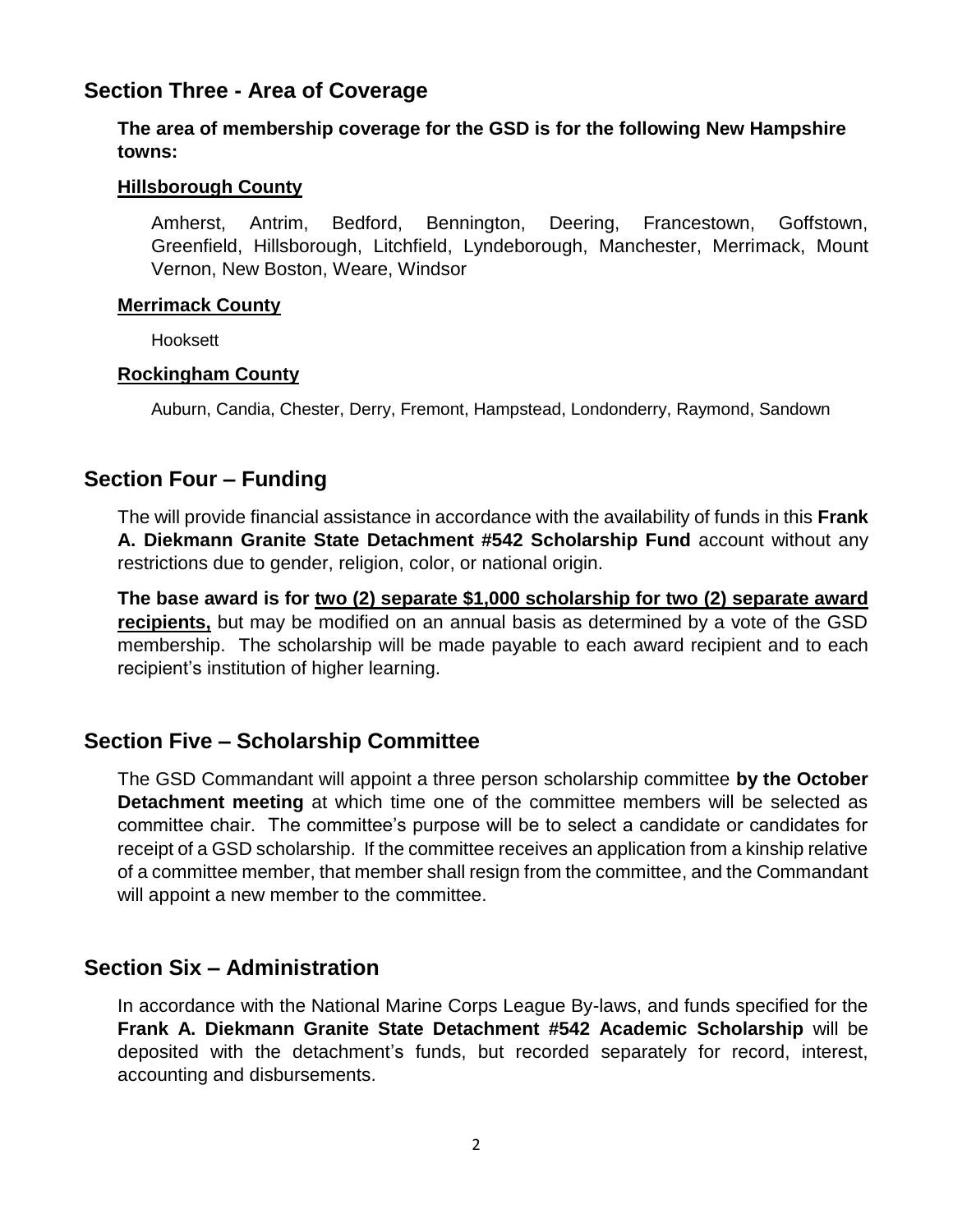## Section Three - Area of Coverage

**The area of membership coverage for the GSD is for the following New Hampshire towns:**

**Hillsborough County**

Amherst, Antrim, Bedford, Bennington, Deering, Francestown, Goffstown, Greenfield, Hillsborough, Litchfield, Lyndeborough, Manchester, Merrimack, Mount Vernon, New Boston, Weare, Windsor

**Merrimack County**

Hooksett

**Rockingham County**

Auburn, Candia, Chester, Derry, Fremont, Hampstead, Londonderry, Raymond, Sandown

## Section Four – Funding

The will provide financial assistance in accordance with the availability of funds in this **Frank A. Diekmann Granite State Detachment #542 Scholarship Fund** account without any restrictions due to gender, religion, color, or national origin.

**The base award is for two (2) separate $1,000 scholarship for two (2) separate award recipients,** but may be modified on an annual basis as determined by a vote of the GSD membership. The scholarship will be made payable to each award recipient and to each recipient's institution of higher learning.

## Section Five – Scholarship Committee

The GSD Commandant will appoint a three person scholarship committee **by the October Detachment meeting** at which time one of the committee members will be selected as committee chair. The committee's purpose will be to select a candidate or candidates for receipt of a GSD scholarship. If the committee receives an application from a kinship relative of a committee member, that member shall resign from the committee, and the Commandant will appoint a new member to the committee.

## Section Six – Administration

In accordance with the National Marine Corps League By-laws, and funds specified for the **Frank A. Diekmann Granite State Detachment #542 Academic Scholarship** will be deposited with the detachment's funds, but recorded separately for record, interest, accounting and disbursements.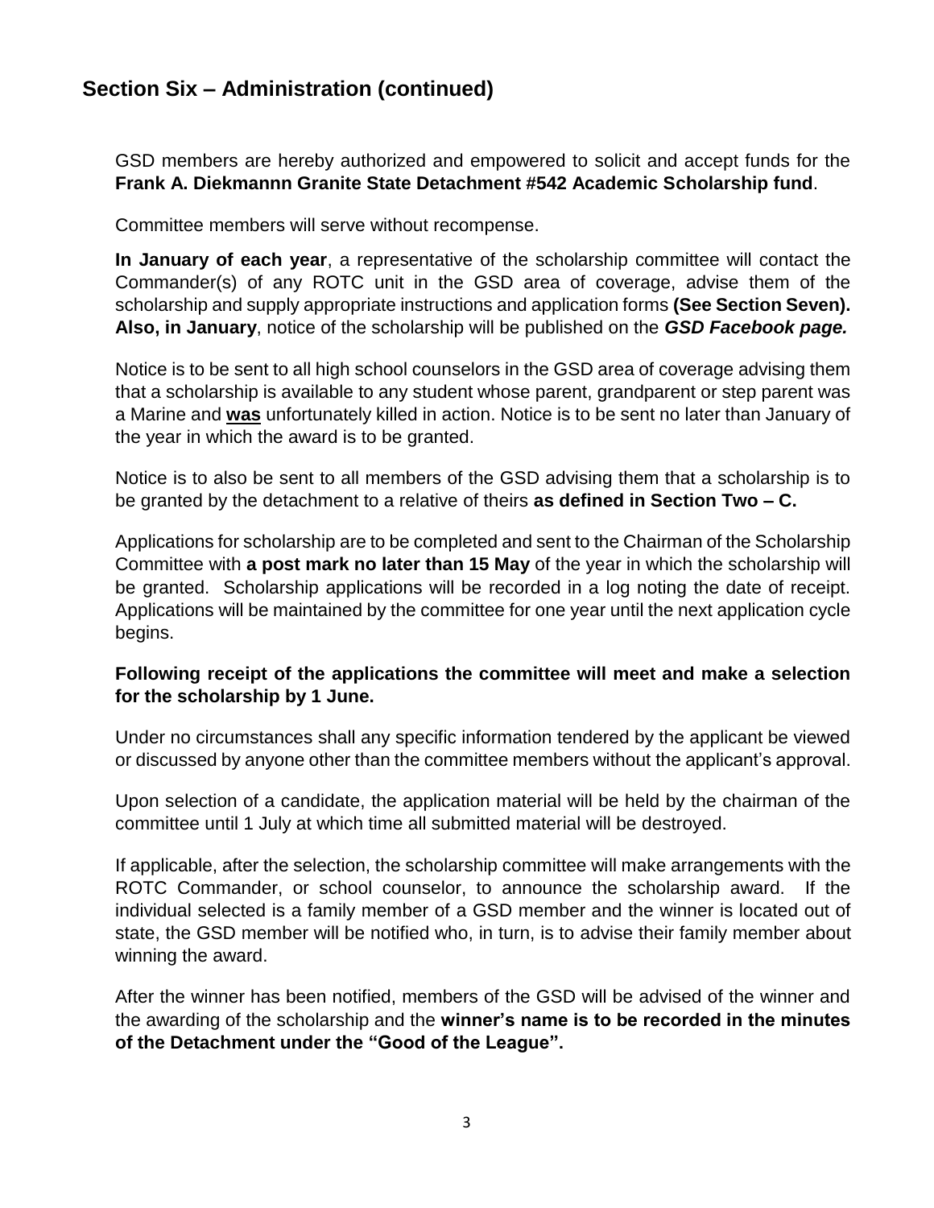## Section Six – Administration (continued)

GSD members are hereby authorized and empowered to solicit and accept funds for the **Frank A. Diekmannn Granite State Detachment #542 Academic Scholarship fund**.

Committee members will serve without recompense.

**In January of each year**, a representative of the scholarship committee will contact the Commander(s) of any ROTC unit in the GSD area of coverage, advise them of the scholarship and supply appropriate instructions and application forms **(See Section Seven). Also, in January**, notice of the scholarship will be published on the ***GSD Facebook page.***

Notice is to be sent to all high school counselors in the GSD area of coverage advising them that a scholarship is available to any student whose parent, grandparent or step parent was a Marine and **was** unfortunately killed in action. Notice is to be sent no later than January of the year in which the award is to be granted.

Notice is to also be sent to all members of the GSD advising them that a scholarship is to be granted by the detachment to a relative of theirs **as defined in Section Two – C.**

Applications for scholarship are to be completed and sent to the Chairman of the Scholarship Committee with **a post mark no later than 15 May** of the year in which the scholarship will be granted. Scholarship applications will be recorded in a log noting the date of receipt. Applications will be maintained by the committee for one year until the next application cycle begins.

**Following receipt of the applications the committee will meet and make a selection for the scholarship by 1 June.**

Under no circumstances shall any specific information tendered by the applicant be viewed or discussed by anyone other than the committee members without the applicant's approval.

Upon selection of a candidate, the application material will be held by the chairman of the committee until 1 July at which time all submitted material will be destroyed.

If applicable, after the selection, the scholarship committee will make arrangements with the ROTC Commander, or school counselor, to announce the scholarship award. If the individual selected is a family member of a GSD member and the winner is located out of state, the GSD member will be notified who, in turn, is to advise their family member about winning the award.

After the winner has been notified, members of the GSD will be advised of the winner and the awarding of the scholarship and the **winner's name is to be recorded in the minutes of the Detachment under the "Good of the League".**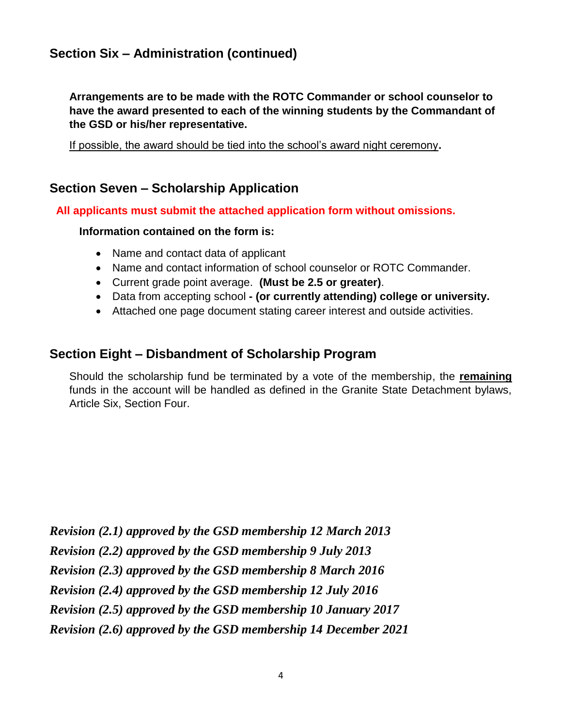## Section Six – Administration (continued)

**Arrangements are to be made with the ROTC Commander or school counselor to have the award presented to each of the winning students by the Commandant of the GSD or his/her representative.**

<u>If possible, the award should be tied into the school's award night ceremony</u>**.**

## Section Seven – Scholarship Application

**All applicants must submit the attached application form without omissions.**

**Information contained on the form is:**

- Name and contact data of applicant
- Name and contact information of school counselor or ROTC Commander.
- Current grade point average. **(Must be 2.5 or greater)**.
- Data from accepting school **- (or currently attending) college or university.**
- Attached one page document stating career interest and outside activities.

## Section Eight – Disbandment of Scholarship Program

Should the scholarship fund be terminated by a vote of the membership, the **<u>remaining</u>** funds in the account will be handled as defined in the Granite State Detachment bylaws, Article Six, Section Four.

***Revision (2.1) approved by the GSD membership 12 March 2013***

***Revision (2.2) approved by the GSD membership 9 July 2013***

***Revision (2.3) approved by the GSD membership 8 March 2016***

***Revision (2.4) approved by the GSD membership 12 July 2016***

***Revision (2.5) approved by the GSD membership 10 January 2017***

***Revision (2.6) approved by the GSD membership 14 December 2021***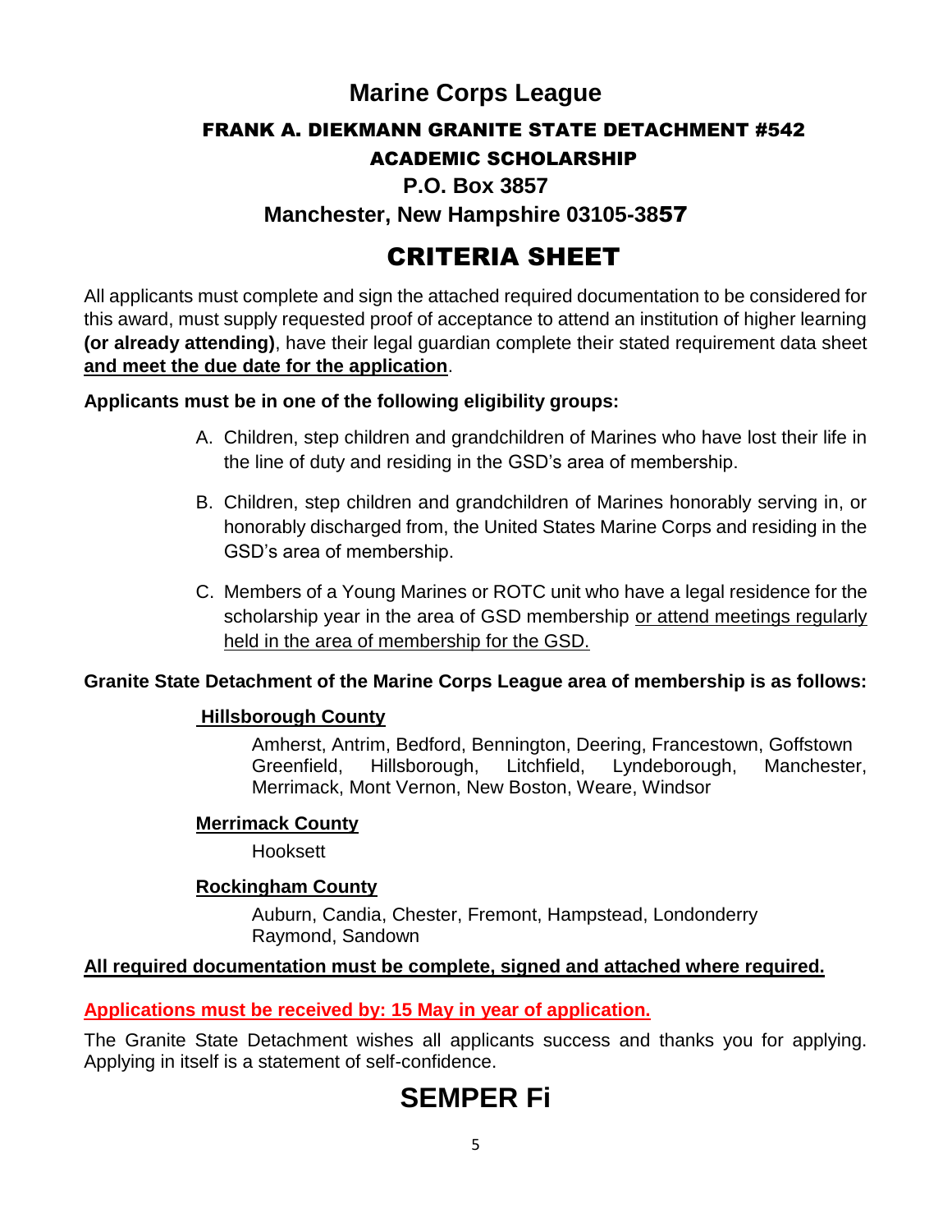# Marine Corps League

## FRANK A. DIEKMANN GRANITE STATE DETACHMENT #542

## ACADEMIC SCHOLARSHIP

**P.O. Box 3857**

**Manchester, New Hampshire 03105-3857**

# CRITERIA SHEET

All applicants must complete and sign the attached required documentation to be considered for this award, must supply requested proof of acceptance to attend an institution of higher learning **(or already attending)**, have their legal guardian complete their stated requirement data sheet **and meet the due date for the application**.

**Applicants must be in one of the following eligibility groups:**

A. Children, step children and grandchildren of Marines who have lost their life in the line of duty and residing in the GSD's area of membership.

B. Children, step children and grandchildren of Marines honorably serving in, or honorably discharged from, the United States Marine Corps and residing in the GSD's area of membership.

C. Members of a Young Marines or ROTC unit who have a legal residence for the scholarship year in the area of GSD membership or attend meetings regularly held in the area of membership for the GSD.

**Granite State Detachment of the Marine Corps League area of membership is as follows:**

**Hillsborough County**

Amherst, Antrim, Bedford, Bennington, Deering, Francestown, Goffstown Greenfield, Hillsborough, Litchfield, Lyndeborough, Manchester, Merrimack, Mont Vernon, New Boston, Weare, Windsor

**Merrimack County**

Hooksett

**Rockingham County**

Auburn, Candia, Chester, Fremont, Hampstead, Londonderry Raymond, Sandown

**All required documentation must be complete, signed and attached where required.**

**Applications must be received by: 15 May in year of application.**

The Granite State Detachment wishes all applicants success and thanks you for applying. Applying in itself is a statement of self-confidence.

# SEMPER Fi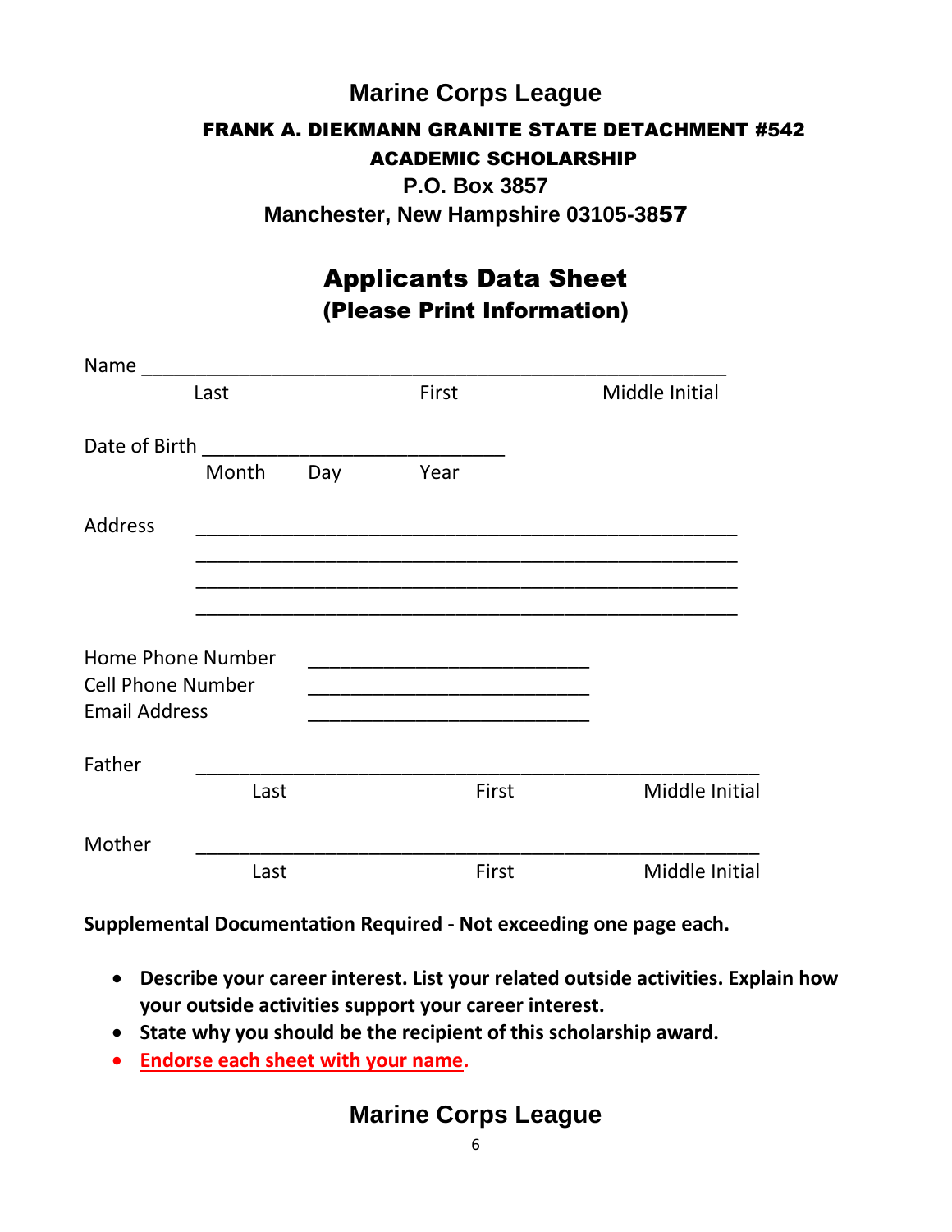# Marine Corps League

## FRANK A. DIEKMANN GRANITE STATE DETACHMENT #542
## ACADEMIC SCHOLARSHIP

**P.O. Box 3857**
**Manchester, New Hampshire 03105-3857**

## Applicants Data Sheet
### (Please Print Information)

Name ____________________________________________________
Last First Middle Initial

Date of Birth ____________________________
Month Day Year

Address __________________________________________________
__________________________________________________
__________________________________________________
__________________________________________________

Home Phone Number __________________________
Cell Phone Number __________________________
Email Address __________________________

Father ____________________________________________________
Last First Middle Initial

Mother ____________________________________________________
Last First Middle Initial

**Supplemental Documentation Required - Not exceeding one page each.**

- **Describe your career interest. List your related outside activities. Explain how your outside activities support your career interest.**
- **State why you should be the recipient of this scholarship award.**
- **Endorse each sheet with your name.**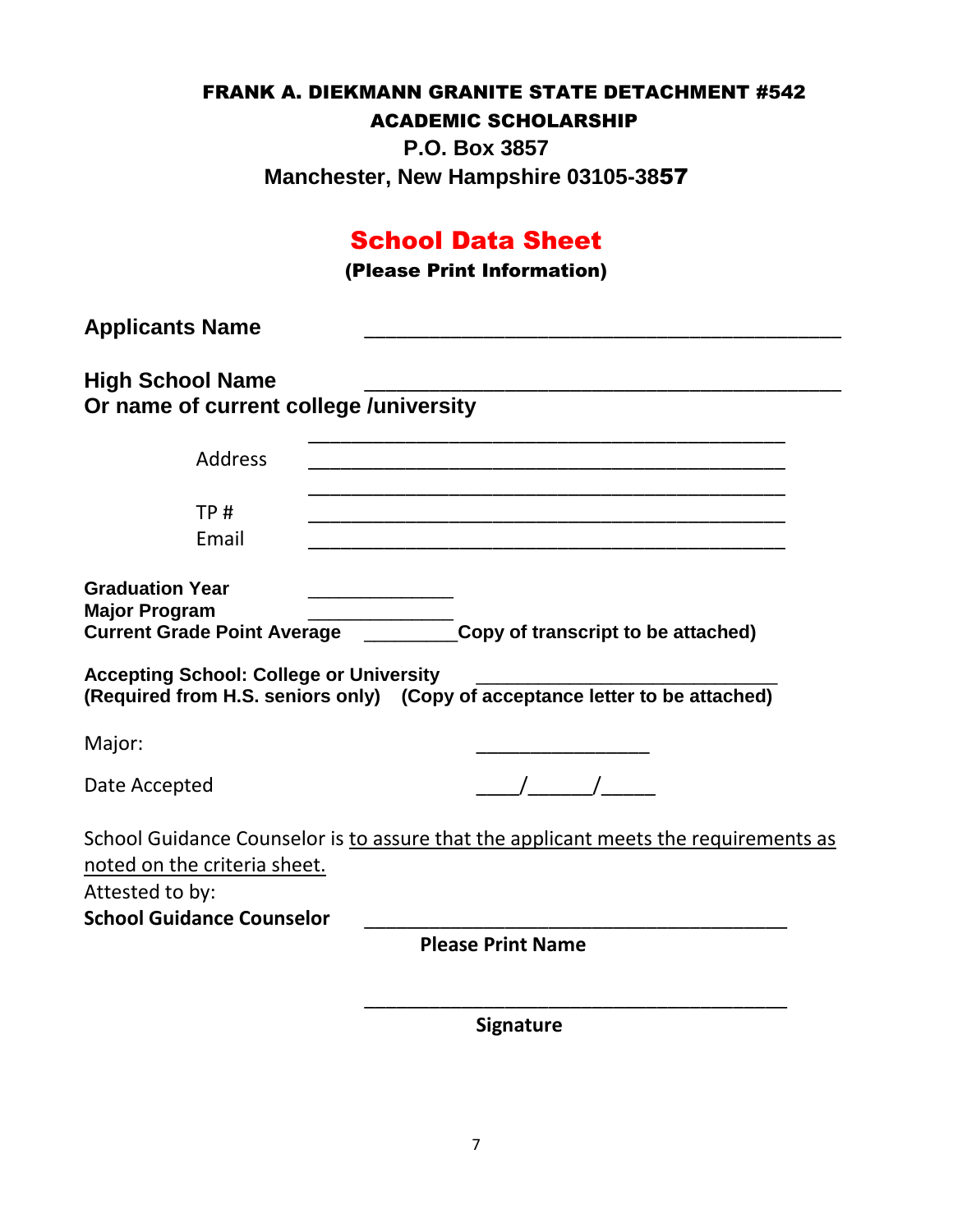**FRANK A. DIEKMANN GRANITE STATE DETACHMENT #542**
**ACADEMIC SCHOLARSHIP**
**P.O. Box 3857**
**Manchester, New Hampshire 03105-3857**

# School Data Sheet

**(Please Print Information)**

**Applicants Name** ___________________________________________

**High School Name** ___________________________________________
**Or name of current college /university**

___________________________________________

Address ___________________________________________

___________________________________________

TP # ___________________________________________

Email ___________________________________________

**Graduation Year** ______________
**Major Program** ______________
**Current Grade Point Average** _________**Copy of transcript to be attached)**

**Accepting School: College or University** ____________________________
**(Required from H.S. seniors only) (Copy of acceptance letter to be attached)**

Major: ________________

Date Accepted ____/______/_____

School Guidance Counselor is to assure that the applicant meets the requirements as noted on the criteria sheet.

Attested to by:

**School Guidance Counselor** _______________________________________

**Please Print Name**

_______________________________________

**Signature**